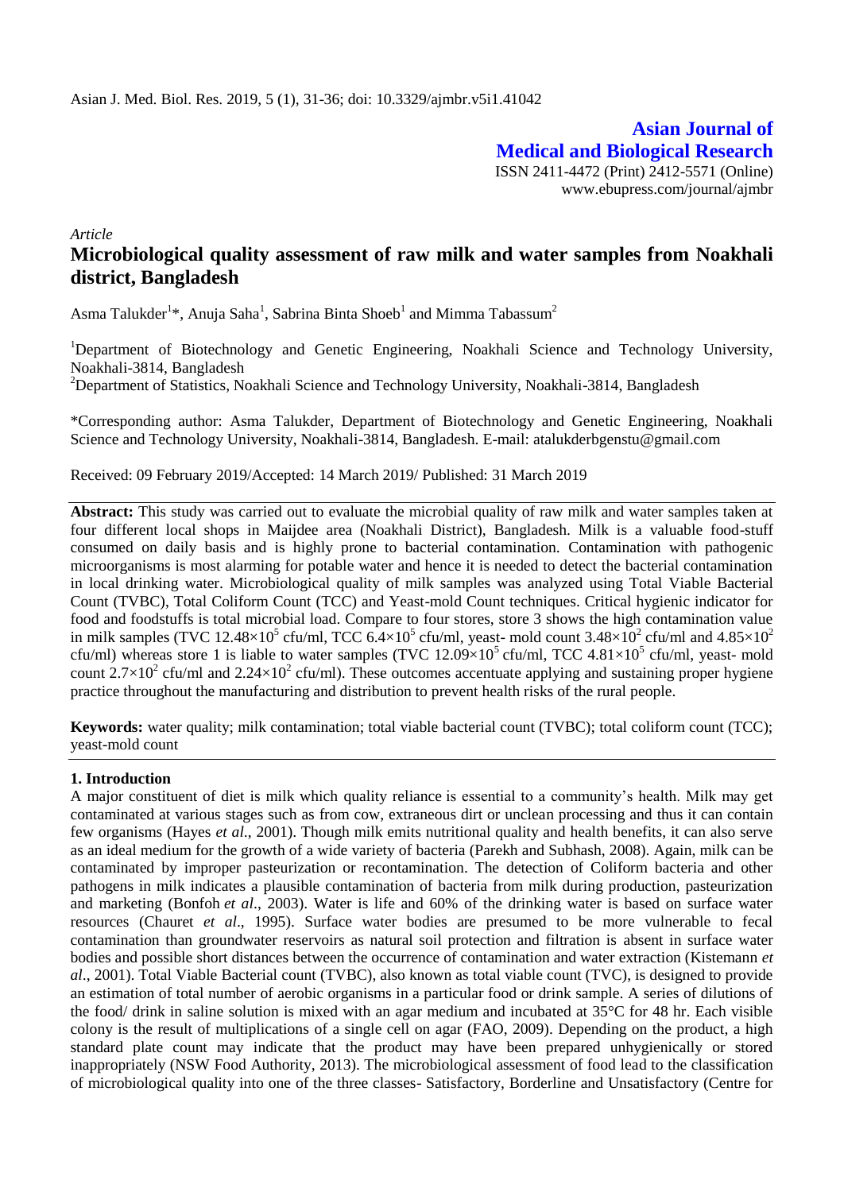Asian J. Med. Biol. Res. 2019, 5 (1), 31-36; doi: 10.3329/ajmbr.v5i1.41042

**Asian Journal of Medical and Biological Research**
ISSN 2411-4472 (Print) 2412-5571 (Online)
www.ebupress.com/journal/ajmbr

*Article*

# Microbiological quality assessment of raw milk and water samples from Noakhali district, Bangladesh

Asma Talukder[1]*, Anuja Saha[1], Sabrina Binta Shoeb[1] and Mimma Tabassum[2]

[1]Department of Biotechnology and Genetic Engineering, Noakhali Science and Technology University, Noakhali-3814, Bangladesh

[2]Department of Statistics, Noakhali Science and Technology University, Noakhali-3814, Bangladesh

*Corresponding author: Asma Talukder, Department of Biotechnology and Genetic Engineering, Noakhali Science and Technology University, Noakhali-3814, Bangladesh. E-mail: atalukderbgenstu@gmail.com

Received: 09 February 2019/Accepted: 14 March 2019/ Published: 31 March 2019

**Abstract:** This study was carried out to evaluate the microbial quality of raw milk and water samples taken at four different local shops in Maijdee area (Noakhali District), Bangladesh. Milk is a valuable food-stuff consumed on daily basis and is highly prone to bacterial contamination. Contamination with pathogenic microorganisms is most alarming for potable water and hence it is needed to detect the bacterial contamination in local drinking water. Microbiological quality of milk samples was analyzed using Total Viable Bacterial Count (TVBC), Total Coliform Count (TCC) and Yeast-mold Count techniques. Critical hygienic indicator for food and foodstuffs is total microbial load. Compare to four stores, store 3 shows the high contamination value in milk samples (TVC $12.48\times10^5$ cfu/ml, TCC $6.4\times10^5$ cfu/ml, yeast- mold count $3.48\times10^2$ cfu/ml and $4.85\times10^2$ cfu/ml) whereas store 1 is liable to water samples (TVC $12.09\times10^5$ cfu/ml, TCC $4.81\times10^5$ cfu/ml, yeast- mold count $2.7\times10^2$ cfu/ml and $2.24\times10^2$ cfu/ml). These outcomes accentuate applying and sustaining proper hygiene practice throughout the manufacturing and distribution to prevent health risks of the rural people.

**Keywords:** water quality; milk contamination; total viable bacterial count (TVBC); total coliform count (TCC); yeast-mold count

## 1. Introduction

A major constituent of diet is milk which quality reliance is essential to a community's health. Milk may get contaminated at various stages such as from cow, extraneous dirt or unclean processing and thus it can contain few organisms (Hayes *et al*., 2001). Though milk emits nutritional quality and health benefits, it can also serve as an ideal medium for the growth of a wide variety of bacteria (Parekh and Subhash, 2008). Again, milk can be contaminated by improper pasteurization or recontamination. The detection of Coliform bacteria and other pathogens in milk indicates a plausible contamination of bacteria from milk during production, pasteurization and marketing (Bonfoh *et al*., 2003). Water is life and 60% of the drinking water is based on surface water resources (Chauret *et al*., 1995). Surface water bodies are presumed to be more vulnerable to fecal contamination than groundwater reservoirs as natural soil protection and filtration is absent in surface water bodies and possible short distances between the occurrence of contamination and water extraction (Kistemann *et al*., 2001). Total Viable Bacterial count (TVBC), also known as total viable count (TVC), is designed to provide an estimation of total number of aerobic organisms in a particular food or drink sample. A series of dilutions of the food/ drink in saline solution is mixed with an agar medium and incubated at 35°C for 48 hr. Each visible colony is the result of multiplications of a single cell on agar (FAO, 2009). Depending on the product, a high standard plate count may indicate that the product may have been prepared unhygienically or stored inappropriately (NSW Food Authority, 2013). The microbiological assessment of food lead to the classification of microbiological quality into one of the three classes- Satisfactory, Borderline and Unsatisfactory (Centre for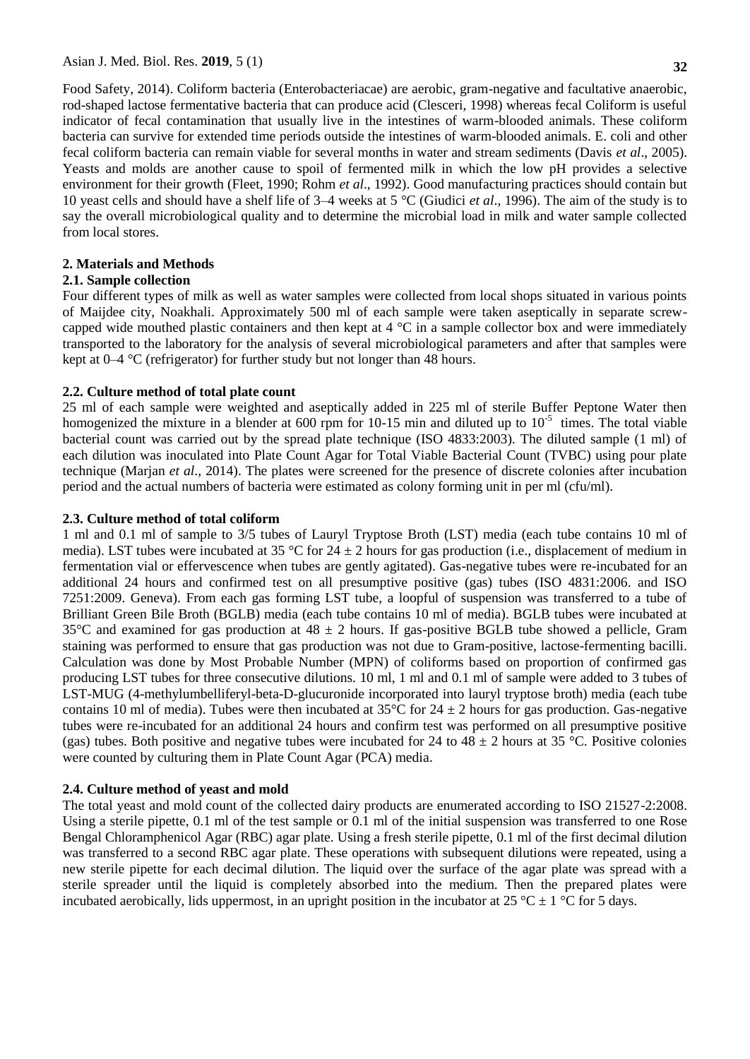Food Safety, 2014). Coliform bacteria (Enterobacteriacae) are aerobic, gram-negative and facultative anaerobic, rod-shaped lactose fermentative bacteria that can produce acid (Clesceri, 1998) whereas fecal Coliform is useful indicator of fecal contamination that usually live in the intestines of warm-blooded animals. These coliform bacteria can survive for extended time periods outside the intestines of warm-blooded animals. E. coli and other fecal coliform bacteria can remain viable for several months in water and stream sediments (Davis *et al*., 2005). Yeasts and molds are another cause to spoil of fermented milk in which the low pH provides a selective environment for their growth (Fleet, 1990; Rohm *et al*., 1992). Good manufacturing practices should contain but 10 yeast cells and should have a shelf life of 3–4 weeks at 5 °C (Giudici *et al*., 1996). The aim of the study is to say the overall microbiological quality and to determine the microbial load in milk and water sample collected from local stores.

## 2. Materials and Methods

### 2.1. Sample collection

Four different types of milk as well as water samples were collected from local shops situated in various points of Maijdee city, Noakhali. Approximately 500 ml of each sample were taken aseptically in separate screw-capped wide mouthed plastic containers and then kept at 4 °C in a sample collector box and were immediately transported to the laboratory for the analysis of several microbiological parameters and after that samples were kept at 0–4 °C (refrigerator) for further study but not longer than 48 hours.

### 2.2. Culture method of total plate count

25 ml of each sample were weighted and aseptically added in 225 ml of sterile Buffer Peptone Water then homogenized the mixture in a blender at 600 rpm for 10-15 min and diluted up to $10^{-5}$ times. The total viable bacterial count was carried out by the spread plate technique (ISO 4833:2003). The diluted sample (1 ml) of each dilution was inoculated into Plate Count Agar for Total Viable Bacterial Count (TVBC) using pour plate technique (Marjan *et al*., 2014). The plates were screened for the presence of discrete colonies after incubation period and the actual numbers of bacteria were estimated as colony forming unit in per ml (cfu/ml).

### 2.3. Culture method of total coliform

1 ml and 0.1 ml of sample to 3/5 tubes of Lauryl Tryptose Broth (LST) media (each tube contains 10 ml of media). LST tubes were incubated at 35 °C for 24 ± 2 hours for gas production (i.e., displacement of medium in fermentation vial or effervescence when tubes are gently agitated). Gas-negative tubes were re-incubated for an additional 24 hours and confirmed test on all presumptive positive (gas) tubes (ISO 4831:2006. and ISO 7251:2009. Geneva). From each gas forming LST tube, a loopful of suspension was transferred to a tube of Brilliant Green Bile Broth (BGLB) media (each tube contains 10 ml of media). BGLB tubes were incubated at 35°C and examined for gas production at 48 ± 2 hours. If gas-positive BGLB tube showed a pellicle, Gram staining was performed to ensure that gas production was not due to Gram-positive, lactose-fermenting bacilli. Calculation was done by Most Probable Number (MPN) of coliforms based on proportion of confirmed gas producing LST tubes for three consecutive dilutions. 10 ml, 1 ml and 0.1 ml of sample were added to 3 tubes of LST-MUG (4-methylumbelliferyl-beta-D-glucuronide incorporated into lauryl tryptose broth) media (each tube contains 10 ml of media). Tubes were then incubated at 35°C for 24 ± 2 hours for gas production. Gas-negative tubes were re-incubated for an additional 24 hours and confirm test was performed on all presumptive positive (gas) tubes. Both positive and negative tubes were incubated for 24 to 48 ± 2 hours at 35 °C. Positive colonies were counted by culturing them in Plate Count Agar (PCA) media.

### 2.4. Culture method of yeast and mold

The total yeast and mold count of the collected dairy products are enumerated according to ISO 21527-2:2008. Using a sterile pipette, 0.1 ml of the test sample or 0.1 ml of the initial suspension was transferred to one Rose Bengal Chloramphenicol Agar (RBC) agar plate. Using a fresh sterile pipette, 0.1 ml of the first decimal dilution was transferred to a second RBC agar plate. These operations with subsequent dilutions were repeated, using a new sterile pipette for each decimal dilution. The liquid over the surface of the agar plate was spread with a sterile spreader until the liquid is completely absorbed into the medium. Then the prepared plates were incubated aerobically, lids uppermost, in an upright position in the incubator at 25 °C ± 1 °C for 5 days.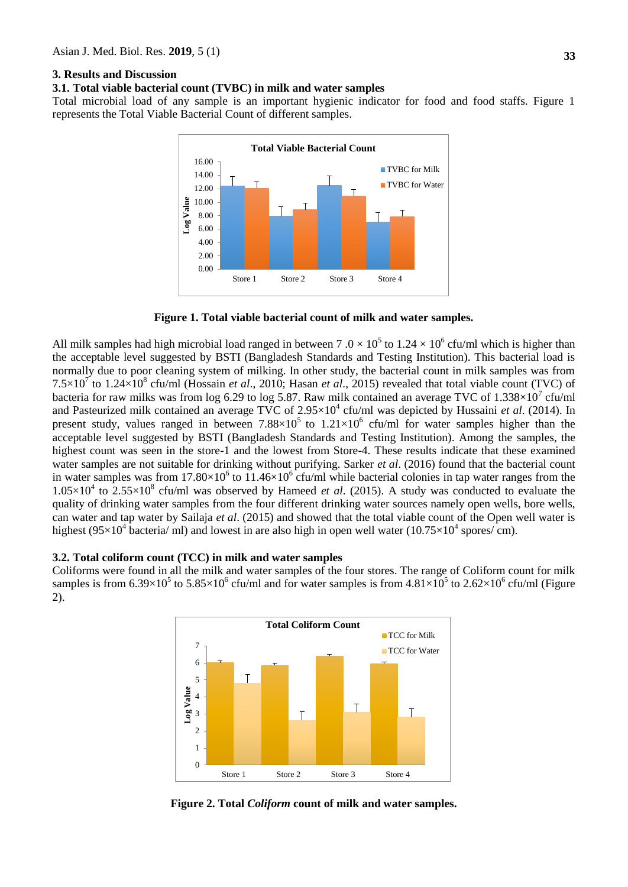## 3. Results and Discussion

### 3.1. Total viable bacterial count (TVBC) in milk and water samples

Total microbial load of any sample is an important hygienic indicator for food and food staffs. Figure 1 represents the Total Viable Bacterial Count of different samples.

**Figure 1. Total viable bacterial count of milk and water samples.**

All milk samples had high microbial load ranged in between $7.0 \times 10^5$ to $1.24 \times 10^6$ cfu/ml which is higher than the acceptable level suggested by BSTI (Bangladesh Standards and Testing Institution). This bacterial load is normally due to poor cleaning system of milking. In other study, the bacterial count in milk samples was from $7.5\times10^7$ to $1.24\times10^8$ cfu/ml (Hossain *et al*., 2010; Hasan *et al*., 2015) revealed that total viable count (TVC) of bacteria for raw milks was from log 6.29 to log 5.87. Raw milk contained an average TVC of $1.338\times10^7$ cfu/ml and Pasteurized milk contained an average TVC of $2.95\times10^4$ cfu/ml was depicted by Hussaini *et al*. (2014). In present study, values ranged in between $7.88\times10^5$ to $1.21\times10^6$ cfu/ml for water samples higher than the acceptable level suggested by BSTI (Bangladesh Standards and Testing Institution). Among the samples, the highest count was seen in the store-1 and the lowest from Store-4. These results indicate that these examined water samples are not suitable for drinking without purifying. Sarker *et al*. (2016) found that the bacterial count in water samples was from $17.80\times10^6$ to $11.46\times10^6$ cfu/ml while bacterial colonies in tap water ranges from the $1.05\times10^4$ to $2.55\times10^8$ cfu/ml was observed by Hameed *et al*. (2015). A study was conducted to evaluate the quality of drinking water samples from the four different drinking water sources namely open wells, bore wells, can water and tap water by Sailaja *et al*. (2015) and showed that the total viable count of the Open well water is highest ($95\times10^4$ bacteria/ ml) and lowest in are also high in open well water ($10.75\times10^4$ spores/ cm).

### 3.2. Total coliform count (TCC) in milk and water samples

Coliforms were found in all the milk and water samples of the four stores. The range of Coliform count for milk samples is from $6.39\times10^5$ to $5.85\times10^6$ cfu/ml and for water samples is from $4.81\times10^5$ to $2.62\times10^6$ cfu/ml (Figure 2).

**Figure 2. Total *Coliform* count of milk and water samples.**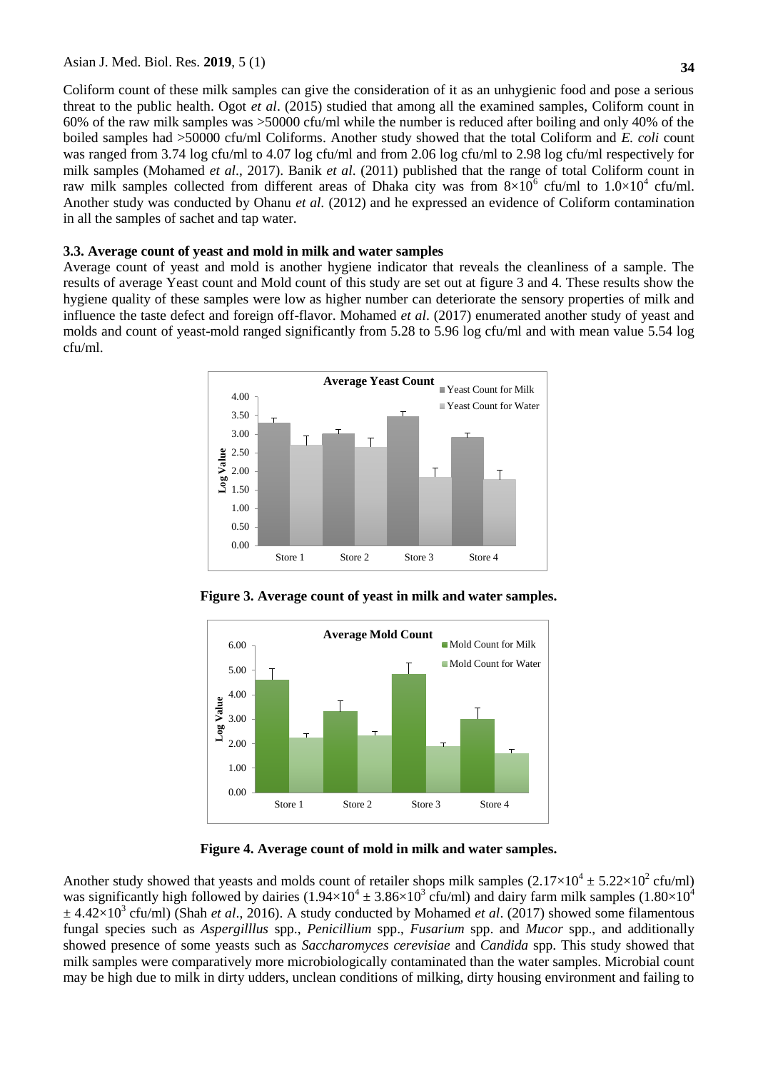Coliform count of these milk samples can give the consideration of it as an unhygienic food and pose a serious threat to the public health. Ogot *et al*. (2015) studied that among all the examined samples, Coliform count in 60% of the raw milk samples was >50000 cfu/ml while the number is reduced after boiling and only 40% of the boiled samples had >50000 cfu/ml Coliforms. Another study showed that the total Coliform and *E. coli* count was ranged from 3.74 log cfu/ml to 4.07 log cfu/ml and from 2.06 log cfu/ml to 2.98 log cfu/ml respectively for milk samples (Mohamed *et al*., 2017). Banik *et al*. (2011) published that the range of total Coliform count in raw milk samples collected from different areas of Dhaka city was from $8\times10^6$ cfu/ml to $1.0\times10^4$ cfu/ml. Another study was conducted by Ohanu *et al.* (2012) and he expressed an evidence of Coliform contamination in all the samples of sachet and tap water.

### 3.3. Average count of yeast and mold in milk and water samples

Average count of yeast and mold is another hygiene indicator that reveals the cleanliness of a sample. The results of average Yeast count and Mold count of this study are set out at figure 3 and 4. These results show the hygiene quality of these samples were low as higher number can deteriorate the sensory properties of milk and influence the taste defect and foreign off-flavor. Mohamed *et al*. (2017) enumerated another study of yeast and molds and count of yeast-mold ranged significantly from 5.28 to 5.96 log cfu/ml and with mean value 5.54 log cfu/ml.

**Figure 3. Average count of yeast in milk and water samples.**

**Figure 4. Average count of mold in milk and water samples.**

Another study showed that yeasts and molds count of retailer shops milk samples ($2.17\times10^4 \pm 5.22\times10^2$ cfu/ml) was significantly high followed by dairies ($1.94\times10^4 \pm 3.86\times10^3$ cfu/ml) and dairy farm milk samples ($1.80\times10^4 \pm 4.42\times10^3$ cfu/ml) (Shah *et al*., 2016). A study conducted by Mohamed *et al*. (2017) showed some filamentous fungal species such as *Aspergilllus* spp., *Penicillium* spp., *Fusarium* spp. and *Mucor* spp., and additionally showed presence of some yeasts such as *Saccharomyces cerevisiae* and *Candida* spp. This study showed that milk samples were comparatively more microbiologically contaminated than the water samples. Microbial count may be high due to milk in dirty udders, unclean conditions of milking, dirty housing environment and failing to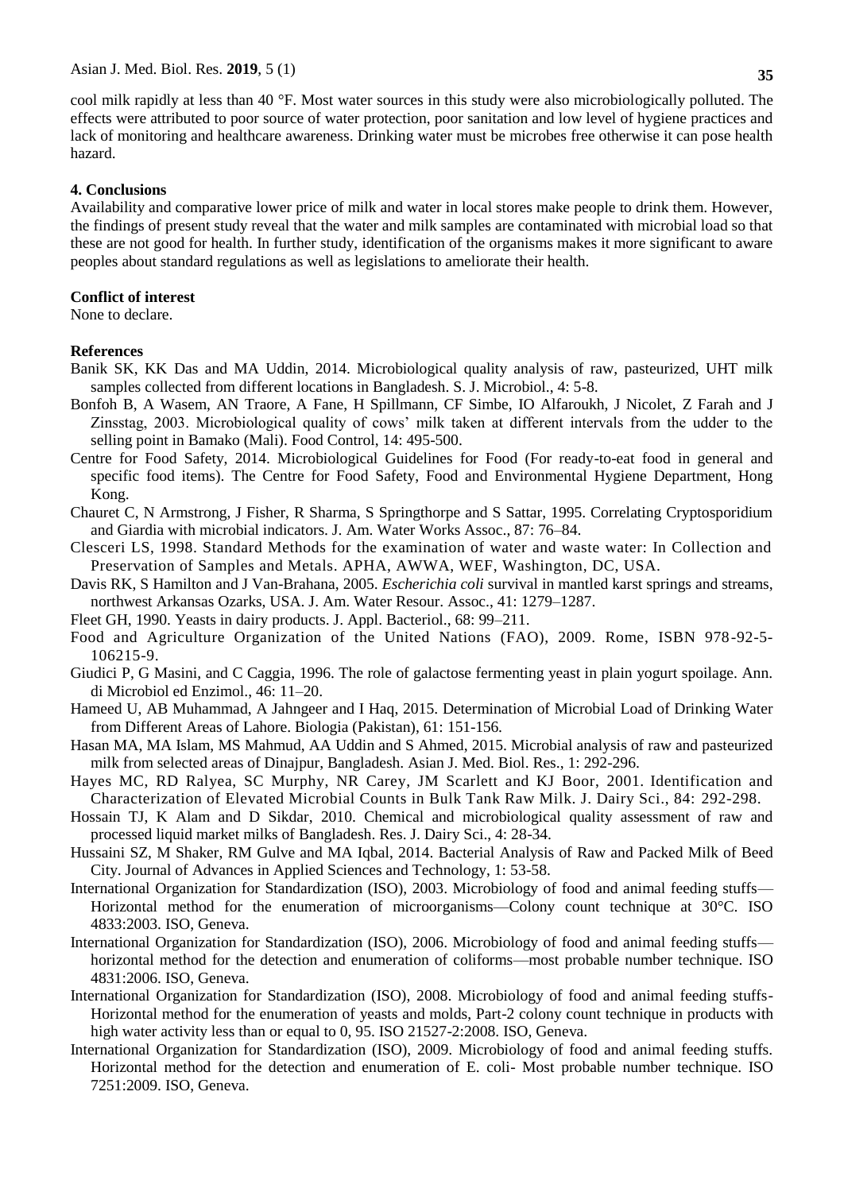cool milk rapidly at less than 40 °F. Most water sources in this study were also microbiologically polluted. The effects were attributed to poor source of water protection, poor sanitation and low level of hygiene practices and lack of monitoring and healthcare awareness. Drinking water must be microbes free otherwise it can pose health hazard.

## 4. Conclusions

Availability and comparative lower price of milk and water in local stores make people to drink them. However, the findings of present study reveal that the water and milk samples are contaminated with microbial load so that these are not good for health. In further study, identification of the organisms makes it more significant to aware peoples about standard regulations as well as legislations to ameliorate their health.

## Conflict of interest

None to declare.

## References

Banik SK, KK Das and MA Uddin, 2014. Microbiological quality analysis of raw, pasteurized, UHT milk samples collected from different locations in Bangladesh. S. J. Microbiol., 4: 5-8.

Bonfoh B, A Wasem, AN Traore, A Fane, H Spillmann, CF Simbe, IO Alfaroukh, J Nicolet, Z Farah and J Zinsstag, 2003. Microbiological quality of cows' milk taken at different intervals from the udder to the selling point in Bamako (Mali). Food Control, 14: 495-500.

Centre for Food Safety, 2014. Microbiological Guidelines for Food (For ready-to-eat food in general and specific food items). The Centre for Food Safety, Food and Environmental Hygiene Department, Hong Kong.

Chauret C, N Armstrong, J Fisher, R Sharma, S Springthorpe and S Sattar, 1995. Correlating Cryptosporidium and Giardia with microbial indicators. J. Am. Water Works Assoc., 87: 76–84.

Clesceri LS, 1998. Standard Methods for the examination of water and waste water: In Collection and Preservation of Samples and Metals. APHA, AWWA, WEF, Washington, DC, USA.

Davis RK, S Hamilton and J Van-Brahana, 2005. *Escherichia coli* survival in mantled karst springs and streams, northwest Arkansas Ozarks, USA. J. Am. Water Resour. Assoc., 41: 1279–1287.

Fleet GH, 1990. Yeasts in dairy products. J. Appl. Bacteriol., 68: 99–211.

Food and Agriculture Organization of the United Nations (FAO), 2009. Rome, ISBN 978-92-5-106215-9.

Giudici P, G Masini, and C Caggia, 1996. The role of galactose fermenting yeast in plain yogurt spoilage. Ann. di Microbiol ed Enzimol., 46: 11–20.

Hameed U, AB Muhammad, A Jahngeer and I Haq, 2015. Determination of Microbial Load of Drinking Water from Different Areas of Lahore. Biologia (Pakistan), 61: 151-156.

Hasan MA, MA Islam, MS Mahmud, AA Uddin and S Ahmed, 2015. Microbial analysis of raw and pasteurized milk from selected areas of Dinajpur, Bangladesh. Asian J. Med. Biol. Res., 1: 292-296.

Hayes MC, RD Ralyea, SC Murphy, NR Carey, JM Scarlett and KJ Boor, 2001. Identification and Characterization of Elevated Microbial Counts in Bulk Tank Raw Milk. J. Dairy Sci., 84: 292-298.

Hossain TJ, K Alam and D Sikdar, 2010. Chemical and microbiological quality assessment of raw and processed liquid market milks of Bangladesh. Res. J. Dairy Sci., 4: 28-34.

Hussaini SZ, M Shaker, RM Gulve and MA Iqbal, 2014. Bacterial Analysis of Raw and Packed Milk of Beed City. Journal of Advances in Applied Sciences and Technology, 1: 53-58.

International Organization for Standardization (ISO), 2003. Microbiology of food and animal feeding stuffs—Horizontal method for the enumeration of microorganisms—Colony count technique at 30°C. ISO 4833:2003. ISO, Geneva.

International Organization for Standardization (ISO), 2006. Microbiology of food and animal feeding stuffs—horizontal method for the detection and enumeration of coliforms—most probable number technique. ISO 4831:2006. ISO, Geneva.

International Organization for Standardization (ISO), 2008. Microbiology of food and animal feeding stuffs-Horizontal method for the enumeration of yeasts and molds, Part-2 colony count technique in products with high water activity less than or equal to 0, 95. ISO 21527-2:2008. ISO, Geneva.

International Organization for Standardization (ISO), 2009. Microbiology of food and animal feeding stuffs. Horizontal method for the detection and enumeration of E. coli- Most probable number technique. ISO 7251:2009. ISO, Geneva.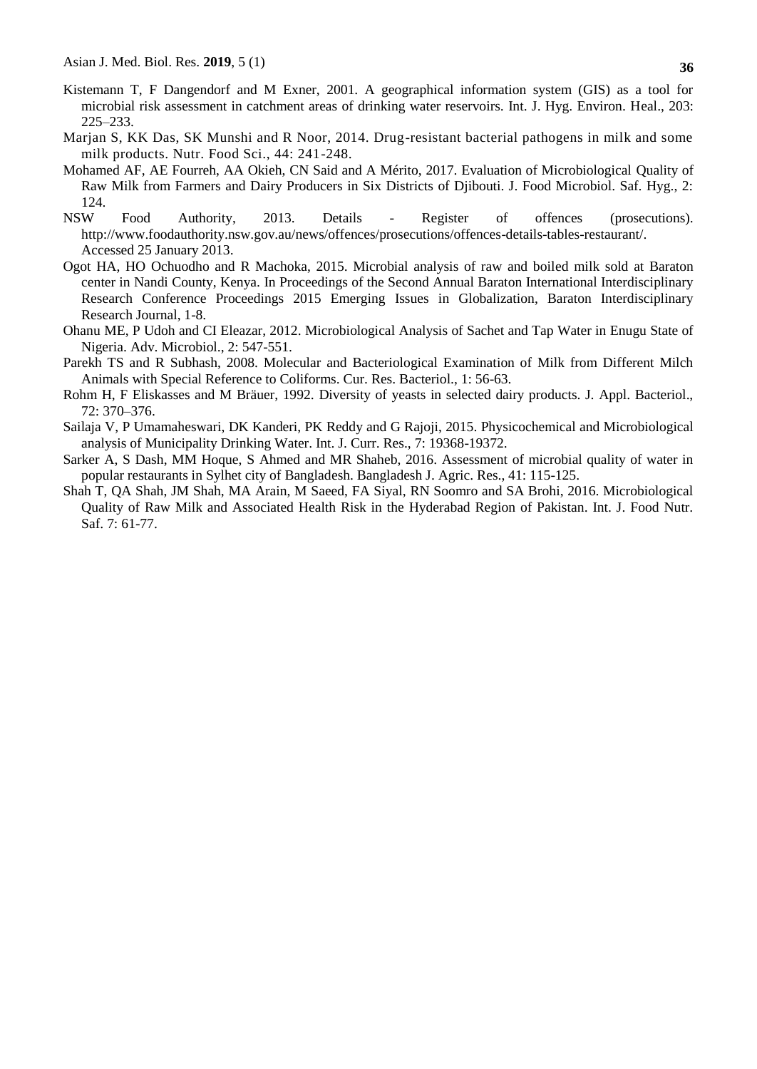Kistemann T, F Dangendorf and M Exner, 2001. A geographical information system (GIS) as a tool for microbial risk assessment in catchment areas of drinking water reservoirs. Int. J. Hyg. Environ. Heal., 203: 225–233.

Marjan S, KK Das, SK Munshi and R Noor, 2014. Drug-resistant bacterial pathogens in milk and some milk products. Nutr. Food Sci., 44: 241-248.

Mohamed AF, AE Fourreh, AA Okieh, CN Said and A Mérito, 2017. Evaluation of Microbiological Quality of Raw Milk from Farmers and Dairy Producers in Six Districts of Djibouti. J. Food Microbiol. Saf. Hyg., 2: 124.

NSW Food Authority, 2013. Details - Register of offences (prosecutions). http://www.foodauthority.nsw.gov.au/news/offences/prosecutions/offences-details-tables-restaurant/. Accessed 25 January 2013.

Ogot HA, HO Ochuodho and R Machoka, 2015. Microbial analysis of raw and boiled milk sold at Baraton center in Nandi County, Kenya. In Proceedings of the Second Annual Baraton International Interdisciplinary Research Conference Proceedings 2015 Emerging Issues in Globalization, Baraton Interdisciplinary Research Journal, 1-8.

Ohanu ME, P Udoh and CI Eleazar, 2012. Microbiological Analysis of Sachet and Tap Water in Enugu State of Nigeria. Adv. Microbiol., 2: 547-551.

Parekh TS and R Subhash, 2008. Molecular and Bacteriological Examination of Milk from Different Milch Animals with Special Reference to Coliforms. Cur. Res. Bacteriol., 1: 56-63.

Rohm H, F Eliskasses and M Bräuer, 1992. Diversity of yeasts in selected dairy products. J. Appl. Bacteriol., 72: 370–376.

Sailaja V, P Umamaheswari, DK Kanderi, PK Reddy and G Rajoji, 2015. Physicochemical and Microbiological analysis of Municipality Drinking Water. Int. J. Curr. Res., 7: 19368-19372.

Sarker A, S Dash, MM Hoque, S Ahmed and MR Shaheb, 2016. Assessment of microbial quality of water in popular restaurants in Sylhet city of Bangladesh. Bangladesh J. Agric. Res., 41: 115-125.

Shah T, QA Shah, JM Shah, MA Arain, M Saeed, FA Siyal, RN Soomro and SA Brohi, 2016. Microbiological Quality of Raw Milk and Associated Health Risk in the Hyderabad Region of Pakistan. Int. J. Food Nutr. Saf. 7: 61-77.